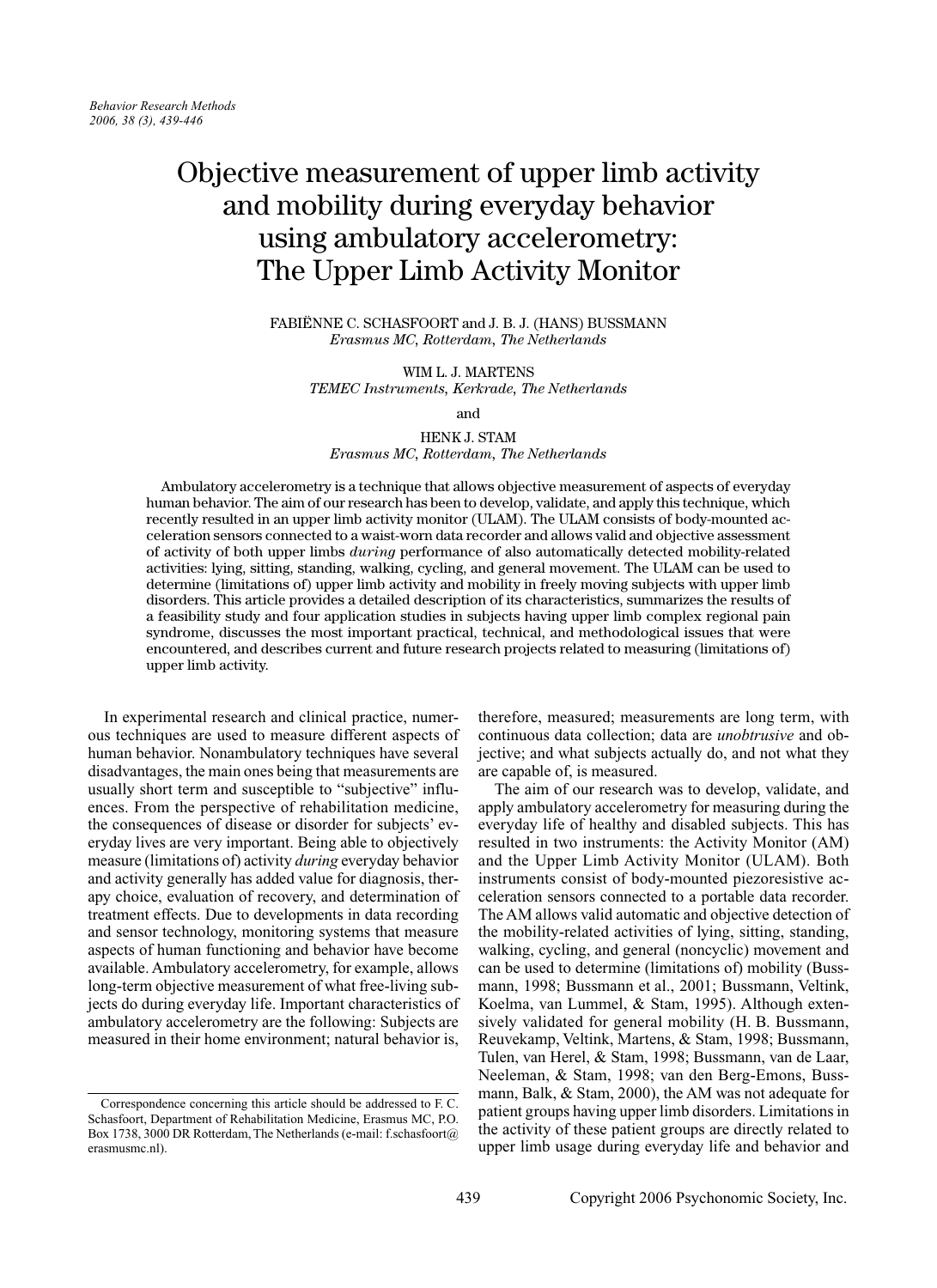# Objective measurement of upper limb activity and mobility during everyday behavior using ambulatory accelerometry: The Upper Limb Activity Monitor

FABIËNNE C. SCHASFOORT and J. B. J. (HANS) BUSSMANN
*Erasmus MC, Rotterdam, The Netherlands*

WIM L. J. MARTENS
*TEMEC Instruments, Kerkrade, The Netherlands*

and

HENK J. STAM
*Erasmus MC, Rotterdam, The Netherlands*

Ambulatory accelerometry is a technique that allows objective measurement of aspects of everyday human behavior. The aim of our research has been to develop, validate, and apply this technique, which recently resulted in an upper limb activity monitor (ULAM). The ULAM consists of body-mounted acceleration sensors connected to a waist-worn data recorder and allows valid and objective assessment of activity of both upper limbs *during* performance of also automatically detected mobility-related activities: lying, sitting, standing, walking, cycling, and general movement. The ULAM can be used to determine (limitations of) upper limb activity and mobility in freely moving subjects with upper limb disorders. This article provides a detailed description of its characteristics, summarizes the results of a feasibility study and four application studies in subjects having upper limb complex regional pain syndrome, discusses the most important practical, technical, and methodological issues that were encountered, and describes current and future research projects related to measuring (limitations of) upper limb activity.

In experimental research and clinical practice, numerous techniques are used to measure different aspects of human behavior. Nonambulatory techniques have several disadvantages, the main ones being that measurements are usually short term and susceptible to "subjective" influences. From the perspective of rehabilitation medicine, the consequences of disease or disorder for subjects' everyday lives are very important. Being able to objectively measure (limitations of) activity *during* everyday behavior and activity generally has added value for diagnosis, therapy choice, evaluation of recovery, and determination of treatment effects. Due to developments in data recording and sensor technology, monitoring systems that measure aspects of human functioning and behavior have become available. Ambulatory accelerometry, for example, allows long-term objective measurement of what free-living subjects do during everyday life. Important characteristics of ambulatory accelerometry are the following: Subjects are measured in their home environment; natural behavior is, therefore, measured; measurements are long term, with continuous data collection; data are *unobtrusive* and objective; and what subjects actually do, and not what they are capable of, is measured.

The aim of our research was to develop, validate, and apply ambulatory accelerometry for measuring during the everyday life of healthy and disabled subjects. This has resulted in two instruments: the Activity Monitor (AM) and the Upper Limb Activity Monitor (ULAM). Both instruments consist of body-mounted piezoresistive acceleration sensors connected to a portable data recorder. The AM allows valid automatic and objective detection of the mobility-related activities of lying, sitting, standing, walking, cycling, and general (noncyclic) movement and can be used to determine (limitations of) mobility (Bussmann, 1998; Bussmann et al., 2001; Bussmann, Veltink, Koelma, van Lummel, & Stam, 1995). Although extensively validated for general mobility (H. B. Bussmann, Reuvekamp, Veltink, Martens, & Stam, 1998; Bussmann, Tulen, van Herel, & Stam, 1998; Bussmann, van de Laar, Neeleman, & Stam, 1998; van den Berg-Emons, Bussmann, Balk, & Stam, 2000), the AM was not adequate for patient groups having upper limb disorders. Limitations in the activity of these patient groups are directly related to upper limb usage during everyday life and behavior and

Correspondence concerning this article should be addressed to F. C. Schasfoort, Department of Rehabilitation Medicine, Erasmus MC, P.O. Box 1738, 3000 DR Rotterdam, The Netherlands (e-mail: f.schasfoort@erasmusmc.nl).

Copyright 2006 Psychonomic Society, Inc.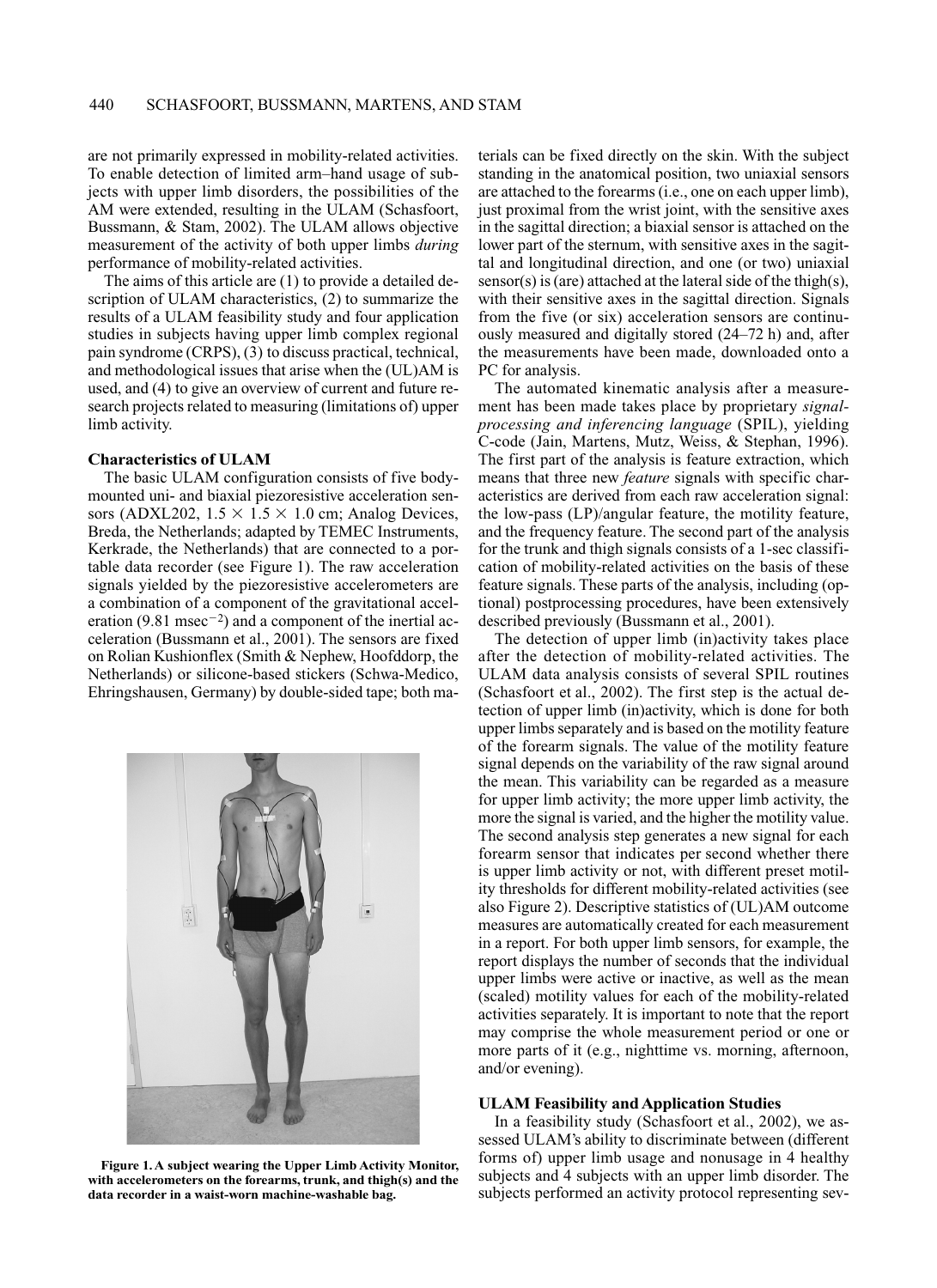are not primarily expressed in mobility-related activities. To enable detection of limited arm–hand usage of subjects with upper limb disorders, the possibilities of the AM were extended, resulting in the ULAM (Schasfoort, Bussmann, & Stam, 2002). The ULAM allows objective measurement of the activity of both upper limbs *during* performance of mobility-related activities.

The aims of this article are (1) to provide a detailed description of ULAM characteristics, (2) to summarize the results of a ULAM feasibility study and four application studies in subjects having upper limb complex regional pain syndrome (CRPS), (3) to discuss practical, technical, and methodological issues that arise when the (UL)AM is used, and (4) to give an overview of current and future research projects related to measuring (limitations of) upper limb activity.

## Characteristics of ULAM

The basic ULAM configuration consists of five body-mounted uni- and biaxial piezoresistive acceleration sensors (ADXL202, $1.5 \times 1.5 \times 1.0$ cm; Analog Devices, Breda, the Netherlands; adapted by TEMEC Instruments, Kerkrade, the Netherlands) that are connected to a portable data recorder (see Figure 1). The raw acceleration signals yielded by the piezoresistive accelerometers are a combination of a component of the gravitational acceleration (9.81 $\text{msec}^{-2}$) and a component of the inertial acceleration (Bussmann et al., 2001). The sensors are fixed on Rolian Kushionflex (Smith & Nephew, Hoofddorp, the Netherlands) or silicone-based stickers (Schwa-Medico, Ehringshausen, Germany) by double-sided tape; both materials can be fixed directly on the skin. With the subject standing in the anatomical position, two uniaxial sensors are attached to the forearms (i.e., one on each upper limb), just proximal from the wrist joint, with the sensitive axes in the sagittal direction; a biaxial sensor is attached on the lower part of the sternum, with sensitive axes in the sagittal and longitudinal direction, and one (or two) uniaxial sensor(s) is (are) attached at the lateral side of the thigh(s), with their sensitive axes in the sagittal direction. Signals from the five (or six) acceleration sensors are continuously measured and digitally stored (24–72 h) and, after the measurements have been made, downloaded onto a PC for analysis.

**Figure 1. A subject wearing the Upper Limb Activity Monitor, with accelerometers on the forearms, trunk, and thigh(s) and the data recorder in a waist-worn machine-washable bag.**

The automated kinematic analysis after a measurement has been made takes place by proprietary *signal-processing and inferencing language* (SPIL), yielding C-code (Jain, Martens, Mutz, Weiss, & Stephan, 1996). The first part of the analysis is feature extraction, which means that three new *feature* signals with specific characteristics are derived from each raw acceleration signal: the low-pass (LP)/angular feature, the motility feature, and the frequency feature. The second part of the analysis for the trunk and thigh signals consists of a 1-sec classification of mobility-related activities on the basis of these feature signals. These parts of the analysis, including (optional) postprocessing procedures, have been extensively described previously (Bussmann et al., 2001).

The detection of upper limb (in)activity takes place after the detection of mobility-related activities. The ULAM data analysis consists of several SPIL routines (Schasfoort et al., 2002). The first step is the actual detection of upper limb (in)activity, which is done for both upper limbs separately and is based on the motility feature of the forearm signals. The value of the motility feature signal depends on the variability of the raw signal around the mean. This variability can be regarded as a measure for upper limb activity; the more upper limb activity, the more the signal is varied, and the higher the motility value. The second analysis step generates a new signal for each forearm sensor that indicates per second whether there is upper limb activity or not, with different preset motility thresholds for different mobility-related activities (see also Figure 2). Descriptive statistics of (UL)AM outcome measures are automatically created for each measurement in a report. For both upper limb sensors, for example, the report displays the number of seconds that the individual upper limbs were active or inactive, as well as the mean (scaled) motility values for each of the mobility-related activities separately. It is important to note that the report may comprise the whole measurement period or one or more parts of it (e.g., nighttime vs. morning, afternoon, and/or evening).

## ULAM Feasibility and Application Studies

In a feasibility study (Schasfoort et al., 2002), we assessed ULAM's ability to discriminate between (different forms of) upper limb usage and nonusage in 4 healthy subjects and 4 subjects with an upper limb disorder. The subjects performed an activity protocol representing sev-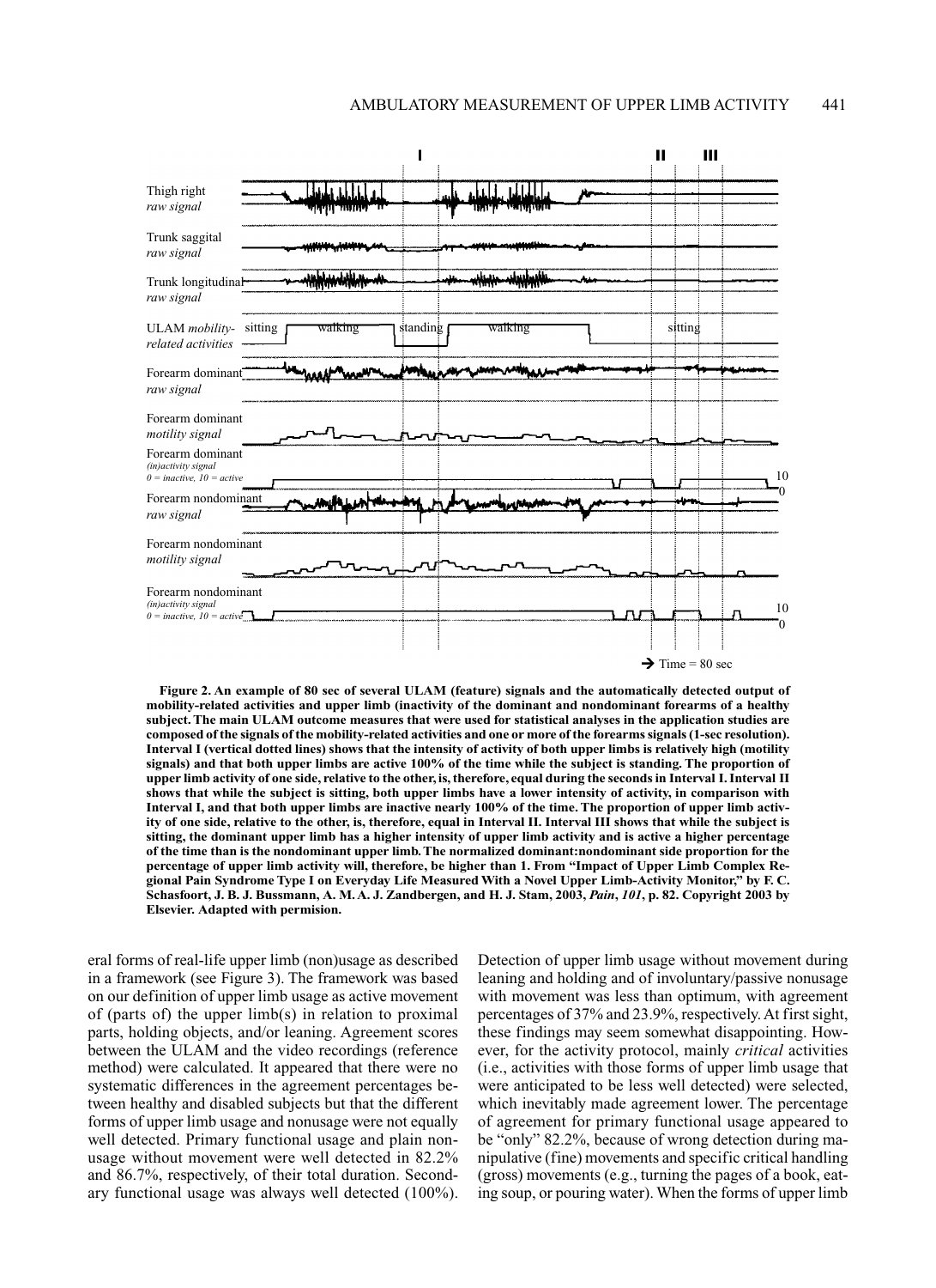**Figure 2. An example of 80 sec of several ULAM (feature) signals and the automatically detected output of mobility-related activities and upper limb (inactivity of the dominant and nondominant forearms of a healthy subject. The main ULAM outcome measures that were used for statistical analyses in the application studies are composed of the signals of the mobility-related activities and one or more of the forearms signals (1-sec resolution). Interval I (vertical dotted lines) shows that the intensity of activity of both upper limbs is relatively high (motility signals) and that both upper limbs are active 100% of the time while the subject is standing. The proportion of upper limb activity of one side, relative to the other, is, therefore, equal during the seconds in Interval I. Interval II shows that while the subject is sitting, both upper limbs have a lower intensity of activity, in comparison with Interval I, and that both upper limbs are inactive nearly 100% of the time. The proportion of upper limb activity of one side, relative to the other, is, therefore, equal in Interval II. Interval III shows that while the subject is sitting, the dominant upper limb has a higher intensity of upper limb activity and is active a higher percentage of the time than is the nondominant upper limb. The normalized dominant:nondominant side proportion for the percentage of upper limb activity will, therefore, be higher than 1. From "Impact of Upper Limb Complex Regional Pain Syndrome Type I on Everyday Life Measured With a Novel Upper Limb-Activity Monitor," by F. C. Schasfoort, J. B. J. Bussmann, A. M. A. J. Zandbergen, and H. J. Stam, 2003, *Pain*, *101*, p. 82. Copyright 2003 by Elsevier. Adapted with permision.**

eral forms of real-life upper limb (non)usage as described in a framework (see Figure 3). The framework was based on our definition of upper limb usage as active movement of (parts of) the upper limb(s) in relation to proximal parts, holding objects, and/or leaning. Agreement scores between the ULAM and the video recordings (reference method) were calculated. It appeared that there were no systematic differences in the agreement percentages between healthy and disabled subjects but that the different forms of upper limb usage and nonusage were not equally well detected. Primary functional usage and plain nonusage without movement were well detected in 82.2% and 86.7%, respectively, of their total duration. Secondary functional usage was always well detected (100%). Detection of upper limb usage without movement during leaning and holding and of involuntary/passive nonusage with movement was less than optimum, with agreement percentages of 37% and 23.9%, respectively. At first sight, these findings may seem somewhat disappointing. However, for the activity protocol, mainly *critical* activities (i.e., activities with those forms of upper limb usage that were anticipated to be less well detected) were selected, which inevitably made agreement lower. The percentage of agreement for primary functional usage appeared to be "only" 82.2%, because of wrong detection during manipulative (fine) movements and specific critical handling (gross) movements (e.g., turning the pages of a book, eating soup, or pouring water). When the forms of upper limb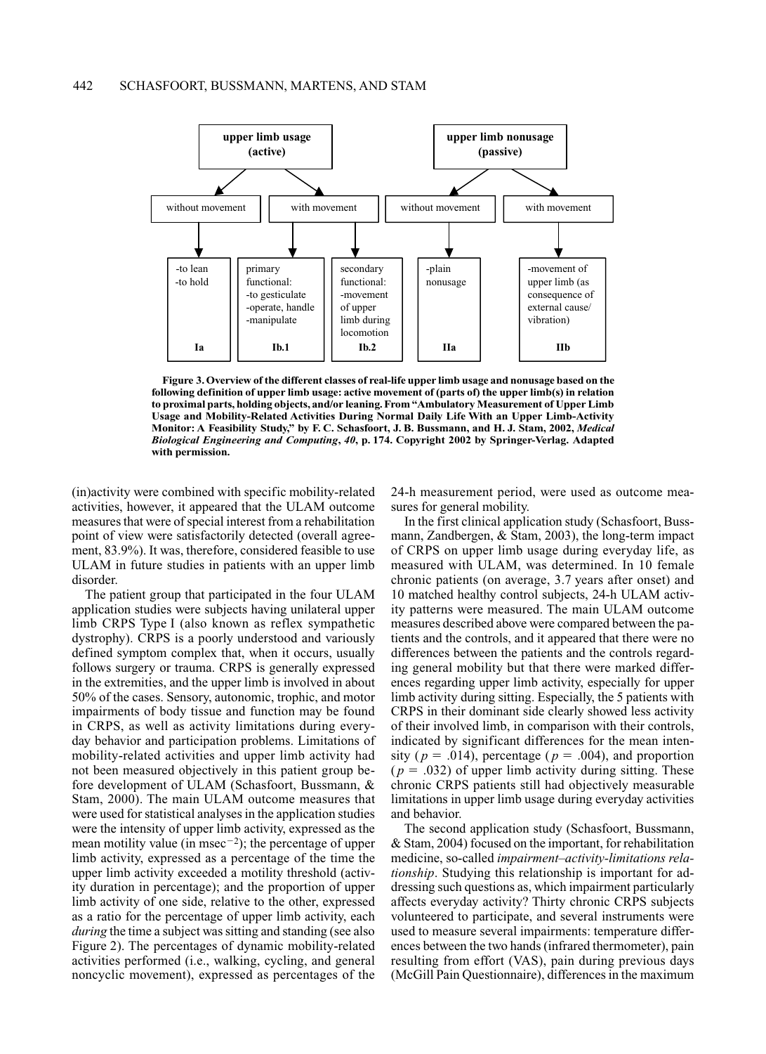| upper limb usage (active) | | | upper limb nonusage (passive) | |
|---|---|---|---|---|
| without movement | with movement | | without movement | with movement |
| -to lean<br>-to hold | primary functional:<br>-to gesticulate<br>-operate, handle<br>-manipulate | secondary functional:<br>-movement of upper limb during locomotion | -plain nonusage | -movement of upper limb (as consequence of external cause/ vibration) |
| **Ia** | **Ib.1** | **Ib.2** | **IIa** | **IIb** |

**Figure 3. Overview of the different classes of real-life upper limb usage and nonusage based on the following definition of upper limb usage: active movement of (parts of) the upper limb(s) in relation to proximal parts, holding objects, and/or leaning. From "Ambulatory Measurement of Upper Limb Usage and Mobility-Related Activities During Normal Daily Life With an Upper Limb-Activity Monitor: A Feasibility Study," by F. C. Schasfoort, J. B. Bussmann, and H. J. Stam, 2002, *Medical Biological Engineering and Computing*, *40*, p. 174. Copyright 2002 by Springer-Verlag. Adapted with permission.**

(in)activity were combined with specific mobility-related activities, however, it appeared that the ULAM outcome measures that were of special interest from a rehabilitation point of view were satisfactorily detected (overall agreement, 83.9%). It was, therefore, considered feasible to use ULAM in future studies in patients with an upper limb disorder.

The patient group that participated in the four ULAM application studies were subjects having unilateral upper limb CRPS Type I (also known as reflex sympathetic dystrophy). CRPS is a poorly understood and variously defined symptom complex that, when it occurs, usually follows surgery or trauma. CRPS is generally expressed in the extremities, and the upper limb is involved in about 50% of the cases. Sensory, autonomic, trophic, and motor impairments of body tissue and function may be found in CRPS, as well as activity limitations during everyday behavior and participation problems. Limitations of mobility-related activities and upper limb activity had not been measured objectively in this patient group before development of ULAM (Schasfoort, Bussmann, & Stam, 2000). The main ULAM outcome measures that were used for statistical analyses in the application studies were the intensity of upper limb activity, expressed as the mean motility value (in msec$^{-2}$); the percentage of upper limb activity, expressed as a percentage of the time the upper limb activity exceeded a motility threshold (activity duration in percentage); and the proportion of upper limb activity of one side, relative to the other, expressed as a ratio for the percentage of upper limb activity, each *during* the time a subject was sitting and standing (see also Figure 2). The percentages of dynamic mobility-related activities performed (i.e., walking, cycling, and general noncyclic movement), expressed as percentages of the 24-h measurement period, were used as outcome measures for general mobility.

In the first clinical application study (Schasfoort, Bussmann, Zandbergen, & Stam, 2003), the long-term impact of CRPS on upper limb usage during everyday life, as measured with ULAM, was determined. In 10 female chronic patients (on average, 3.7 years after onset) and 10 matched healthy control subjects, 24-h ULAM activity patterns were measured. The main ULAM outcome measures described above were compared between the patients and the controls, and it appeared that there were no differences between the patients and the controls regarding general mobility but that there were marked differences regarding upper limb activity, especially for upper limb activity during sitting. Especially, the 5 patients with CRPS in their dominant side clearly showed less activity of their involved limb, in comparison with their controls, indicated by significant differences for the mean intensity ($p = .014$), percentage ($p = .004$), and proportion ($p = .032$) of upper limb activity during sitting. These chronic CRPS patients still had objectively measurable limitations in upper limb usage during everyday activities and behavior.

The second application study (Schasfoort, Bussmann, & Stam, 2004) focused on the important, for rehabilitation medicine, so-called *impairment–activity-limitations relationship*. Studying this relationship is important for addressing such questions as, which impairment particularly affects everyday activity? Thirty chronic CRPS subjects volunteered to participate, and several instruments were used to measure several impairments: temperature differences between the two hands (infrared thermometer), pain resulting from effort (VAS), pain during previous days (McGill Pain Questionnaire), differences in the maximum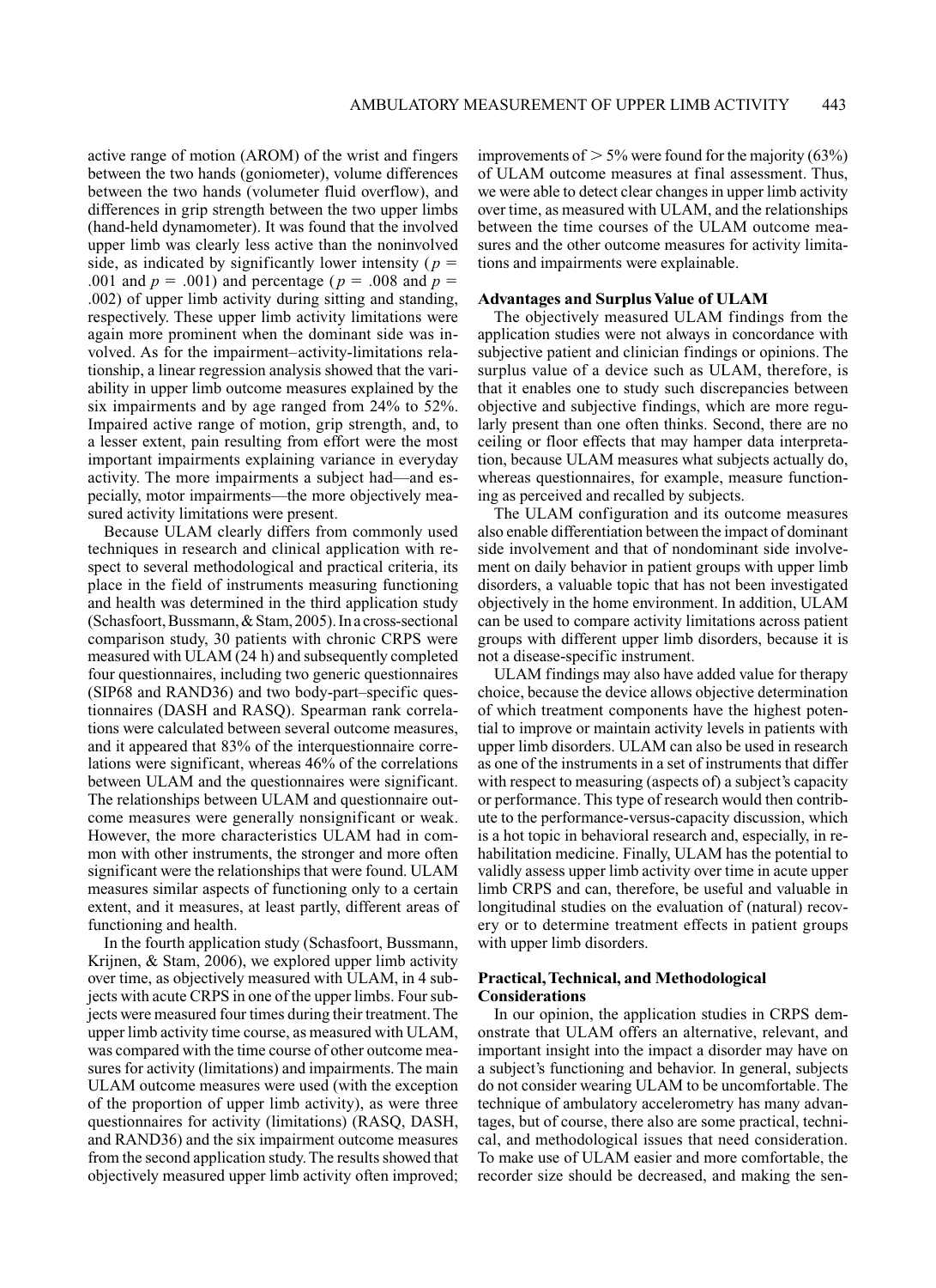active range of motion (AROM) of the wrist and fingers between the two hands (goniometer), volume differences between the two hands (volumeter fluid overflow), and differences in grip strength between the two upper limbs (hand-held dynamometer). It was found that the involved upper limb was clearly less active than the noninvolved side, as indicated by significantly lower intensity ($p = .001$ and $p = .001$) and percentage ($p = .008$ and $p = .002$) of upper limb activity during sitting and standing, respectively. These upper limb activity limitations were again more prominent when the dominant side was involved. As for the impairment–activity-limitations relationship, a linear regression analysis showed that the variability in upper limb outcome measures explained by the six impairments and by age ranged from 24% to 52%. Impaired active range of motion, grip strength, and, to a lesser extent, pain resulting from effort were the most important impairments explaining variance in everyday activity. The more impairments a subject had—and especially, motor impairments—the more objectively measured activity limitations were present.

Because ULAM clearly differs from commonly used techniques in research and clinical application with respect to several methodological and practical criteria, its place in the field of instruments measuring functioning and health was determined in the third application study (Schasfoort, Bussmann, & Stam, 2005). In a cross-sectional comparison study, 30 patients with chronic CRPS were measured with ULAM (24 h) and subsequently completed four questionnaires, including two generic questionnaires (SIP68 and RAND36) and two body-part–specific questionnaires (DASH and RASQ). Spearman rank correlations were calculated between several outcome measures, and it appeared that 83% of the interquestionnaire correlations were significant, whereas 46% of the correlations between ULAM and the questionnaires were significant. The relationships between ULAM and questionnaire outcome measures were generally nonsignificant or weak. However, the more characteristics ULAM had in common with other instruments, the stronger and more often significant were the relationships that were found. ULAM measures similar aspects of functioning only to a certain extent, and it measures, at least partly, different areas of functioning and health.

In the fourth application study (Schasfoort, Bussmann, Krijnen, & Stam, 2006), we explored upper limb activity over time, as objectively measured with ULAM, in 4 subjects with acute CRPS in one of the upper limbs. Four subjects were measured four times during their treatment. The upper limb activity time course, as measured with ULAM, was compared with the time course of other outcome measures for activity (limitations) and impairments. The main ULAM outcome measures were used (with the exception of the proportion of upper limb activity), as were three questionnaires for activity (limitations) (RASQ, DASH, and RAND36) and the six impairment outcome measures from the second application study. The results showed that objectively measured upper limb activity often improved; improvements of $> 5\%$ were found for the majority (63%) of ULAM outcome measures at final assessment. Thus, we were able to detect clear changes in upper limb activity over time, as measured with ULAM, and the relationships between the time courses of the ULAM outcome measures and the other outcome measures for activity limitations and impairments were explainable.

### Advantages and Surplus Value of ULAM

The objectively measured ULAM findings from the application studies were not always in concordance with subjective patient and clinician findings or opinions. The surplus value of a device such as ULAM, therefore, is that it enables one to study such discrepancies between objective and subjective findings, which are more regularly present than one often thinks. Second, there are no ceiling or floor effects that may hamper data interpretation, because ULAM measures what subjects actually do, whereas questionnaires, for example, measure functioning as perceived and recalled by subjects.

The ULAM configuration and its outcome measures also enable differentiation between the impact of dominant side involvement and that of nondominant side involvement on daily behavior in patient groups with upper limb disorders, a valuable topic that has not been investigated objectively in the home environment. In addition, ULAM can be used to compare activity limitations across patient groups with different upper limb disorders, because it is not a disease-specific instrument.

ULAM findings may also have added value for therapy choice, because the device allows objective determination of which treatment components have the highest potential to improve or maintain activity levels in patients with upper limb disorders. ULAM can also be used in research as one of the instruments in a set of instruments that differ with respect to measuring (aspects of) a subject's capacity or performance. This type of research would then contribute to the performance-versus-capacity discussion, which is a hot topic in behavioral research and, especially, in rehabilitation medicine. Finally, ULAM has the potential to validly assess upper limb activity over time in acute upper limb CRPS and can, therefore, be useful and valuable in longitudinal studies on the evaluation of (natural) recovery or to determine treatment effects in patient groups with upper limb disorders.

### Practical, Technical, and Methodological Considerations

In our opinion, the application studies in CRPS demonstrate that ULAM offers an alternative, relevant, and important insight into the impact a disorder may have on a subject's functioning and behavior. In general, subjects do not consider wearing ULAM to be uncomfortable. The technique of ambulatory accelerometry has many advantages, but of course, there also are some practical, technical, and methodological issues that need consideration. To make use of ULAM easier and more comfortable, the recorder size should be decreased, and making the sen-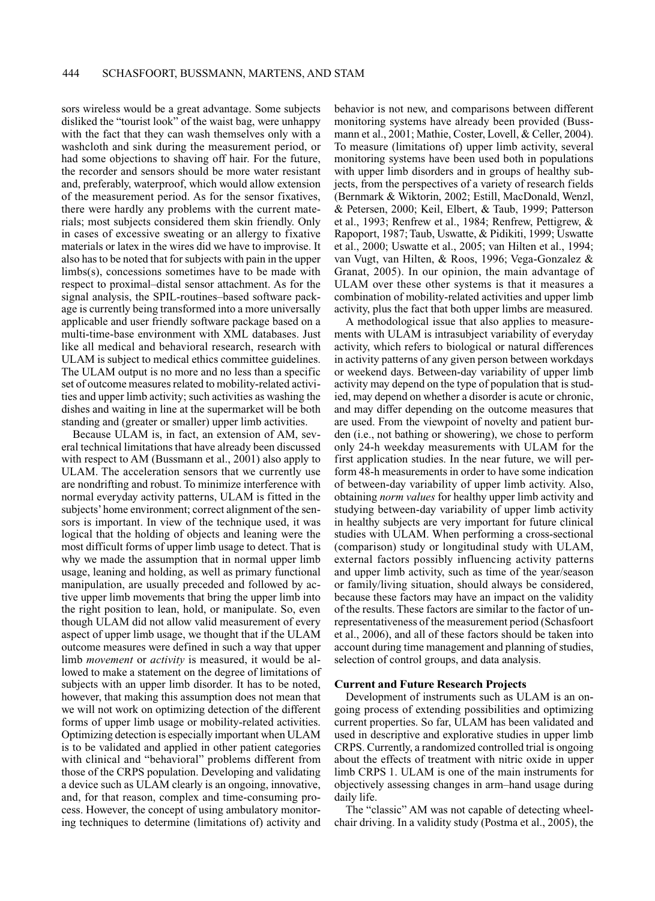sors wireless would be a great advantage. Some subjects disliked the "tourist look" of the waist bag, were unhappy with the fact that they can wash themselves only with a washcloth and sink during the measurement period, or had some objections to shaving off hair. For the future, the recorder and sensors should be more water resistant and, preferably, waterproof, which would allow extension of the measurement period. As for the sensor fixatives, there were hardly any problems with the current materials; most subjects considered them skin friendly. Only in cases of excessive sweating or an allergy to fixative materials or latex in the wires did we have to improvise. It also has to be noted that for subjects with pain in the upper limbs(s), concessions sometimes have to be made with respect to proximal–distal sensor attachment. As for the signal analysis, the SPIL-routines–based software package is currently being transformed into a more universally applicable and user friendly software package based on a multi-time-base environment with XML databases. Just like all medical and behavioral research, research with ULAM is subject to medical ethics committee guidelines. The ULAM output is no more and no less than a specific set of outcome measures related to mobility-related activities and upper limb activity; such activities as washing the dishes and waiting in line at the supermarket will be both standing and (greater or smaller) upper limb activities.

Because ULAM is, in fact, an extension of AM, several technical limitations that have already been discussed with respect to AM (Bussmann et al., 2001) also apply to ULAM. The acceleration sensors that we currently use are nondrifting and robust. To minimize interference with normal everyday activity patterns, ULAM is fitted in the subjects' home environment; correct alignment of the sensors is important. In view of the technique used, it was logical that the holding of objects and leaning were the most difficult forms of upper limb usage to detect. That is why we made the assumption that in normal upper limb usage, leaning and holding, as well as primary functional manipulation, are usually preceded and followed by active upper limb movements that bring the upper limb into the right position to lean, hold, or manipulate. So, even though ULAM did not allow valid measurement of every aspect of upper limb usage, we thought that if the ULAM outcome measures were defined in such a way that upper limb *movement* or *activity* is measured, it would be allowed to make a statement on the degree of limitations of subjects with an upper limb disorder. It has to be noted, however, that making this assumption does not mean that we will not work on optimizing detection of the different forms of upper limb usage or mobility-related activities. Optimizing detection is especially important when ULAM is to be validated and applied in other patient categories with clinical and "behavioral" problems different from those of the CRPS population. Developing and validating a device such as ULAM clearly is an ongoing, innovative, and, for that reason, complex and time-consuming process. However, the concept of using ambulatory monitoring techniques to determine (limitations of) activity and behavior is not new, and comparisons between different monitoring systems have already been provided (Bussmann et al., 2001; Mathie, Coster, Lovell, & Celler, 2004). To measure (limitations of) upper limb activity, several monitoring systems have been used both in populations with upper limb disorders and in groups of healthy subjects, from the perspectives of a variety of research fields (Bernmark & Wiktorin, 2002; Estill, MacDonald, Wenzl, & Petersen, 2000; Keil, Elbert, & Taub, 1999; Patterson et al., 1993; Renfrew et al., 1984; Renfrew, Pettigrew, & Rapoport, 1987; Taub, Uswatte, & Pidikiti, 1999; Uswatte et al., 2000; Uswatte et al., 2005; van Hilten et al., 1994; van Vugt, van Hilten, & Roos, 1996; Vega-Gonzalez & Granat, 2005). In our opinion, the main advantage of ULAM over these other systems is that it measures a combination of mobility-related activities and upper limb activity, plus the fact that both upper limbs are measured.

A methodological issue that also applies to measurements with ULAM is intrasubject variability of everyday activity, which refers to biological or natural differences in activity patterns of any given person between workdays or weekend days. Between-day variability of upper limb activity may depend on the type of population that is studied, may depend on whether a disorder is acute or chronic, and may differ depending on the outcome measures that are used. From the viewpoint of novelty and patient burden (i.e., not bathing or showering), we chose to perform only 24-h weekday measurements with ULAM for the first application studies. In the near future, we will perform 48-h measurements in order to have some indication of between-day variability of upper limb activity. Also, obtaining *norm values* for healthy upper limb activity and studying between-day variability of upper limb activity in healthy subjects are very important for future clinical studies with ULAM. When performing a cross-sectional (comparison) study or longitudinal study with ULAM, external factors possibly influencing activity patterns and upper limb activity, such as time of the year/season or family/living situation, should always be considered, because these factors may have an impact on the validity of the results. These factors are similar to the factor of unrepresentativeness of the measurement period (Schasfoort et al., 2006), and all of these factors should be taken into account during time management and planning of studies, selection of control groups, and data analysis.

**Current and Future Research Projects**

Development of instruments such as ULAM is an ongoing process of extending possibilities and optimizing current properties. So far, ULAM has been validated and used in descriptive and explorative studies in upper limb CRPS. Currently, a randomized controlled trial is ongoing about the effects of treatment with nitric oxide in upper limb CRPS 1. ULAM is one of the main instruments for objectively assessing changes in arm–hand usage during daily life.

The "classic" AM was not capable of detecting wheelchair driving. In a validity study (Postma et al., 2005), the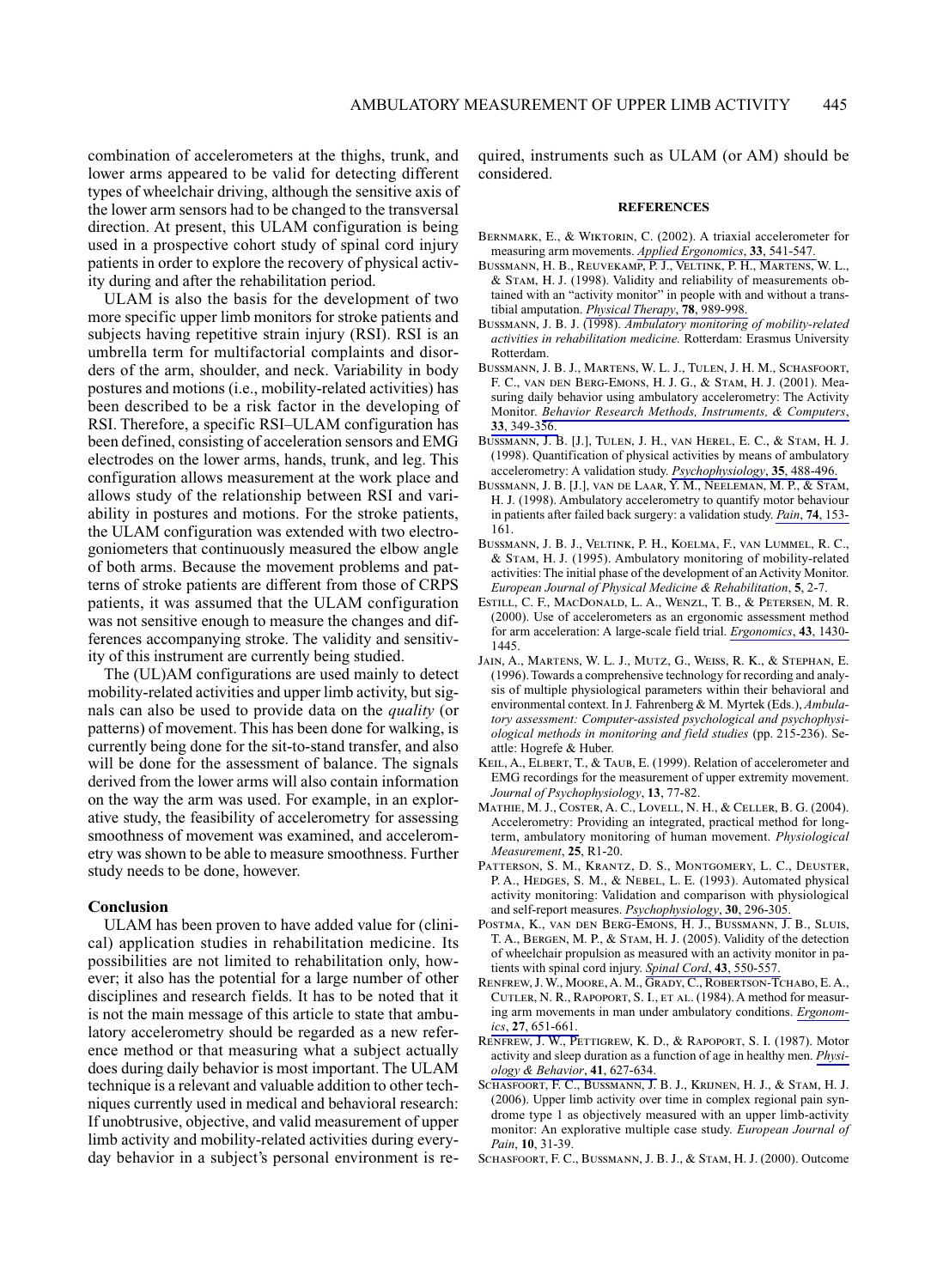combination of accelerometers at the thighs, trunk, and lower arms appeared to be valid for detecting different types of wheelchair driving, although the sensitive axis of the lower arm sensors had to be changed to the transversal direction. At present, this ULAM configuration is being used in a prospective cohort study of spinal cord injury patients in order to explore the recovery of physical activity during and after the rehabilitation period.

ULAM is also the basis for the development of two more specific upper limb monitors for stroke patients and subjects having repetitive strain injury (RSI). RSI is an umbrella term for multifactorial complaints and disorders of the arm, shoulder, and neck. Variability in body postures and motions (i.e., mobility-related activities) has been described to be a risk factor in the developing of RSI. Therefore, a specific RSI–ULAM configuration has been defined, consisting of acceleration sensors and EMG electrodes on the lower arms, hands, trunk, and leg. This configuration allows measurement at the work place and allows study of the relationship between RSI and variability in postures and motions. For the stroke patients, the ULAM configuration was extended with two electrogoniometers that continuously measured the elbow angle of both arms. Because the movement problems and patterns of stroke patients are different from those of CRPS patients, it was assumed that the ULAM configuration was not sensitive enough to measure the changes and differences accompanying stroke. The validity and sensitivity of this instrument are currently being studied.

The (UL)AM configurations are used mainly to detect mobility-related activities and upper limb activity, but signals can also be used to provide data on the *quality* (or patterns) of movement. This has been done for walking, is currently being done for the sit-to-stand transfer, and also will be done for the assessment of balance. The signals derived from the lower arms will also contain information on the way the arm was used. For example, in an explorative study, the feasibility of accelerometry for assessing smoothness of movement was examined, and accelerometry was shown to be able to measure smoothness. Further study needs to be done, however.

### Conclusion

ULAM has been proven to have added value for (clinical) application studies in rehabilitation medicine. Its possibilities are not limited to rehabilitation only, however; it also has the potential for a large number of other disciplines and research fields. It has to be noted that it is not the main message of this article to state that ambulatory accelerometry should be regarded as a new reference method or that measuring what a subject actually does during daily behavior is most important. The ULAM technique is a relevant and valuable addition to other techniques currently used in medical and behavioral research: If unobtrusive, objective, and valid measurement of upper limb activity and mobility-related activities during everyday behavior in a subject's personal environment is required, instruments such as ULAM (or AM) should be considered.

## REFERENCES

Bernmark, E., & Wiktorin, C. (2002). A triaxial accelerometer for measuring arm movements. *Applied Ergonomics*, **33**, 541-547.

Bussmann, H. B., Reuvekamp, P. J., Veltink, P. H., Martens, W. L., & Stam, H. J. (1998). Validity and reliability of measurements obtained with an "activity monitor" in people with and without a transtibial amputation. *Physical Therapy*, **78**, 989-998.

Bussmann, J. B. J. (1998). *Ambulatory monitoring of mobility-related activities in rehabilitation medicine.* Rotterdam: Erasmus University Rotterdam.

Bussmann, J. B. J., Martens, W. L. J., Tulen, J. H. M., Schasfoort, F. C., van den Berg-Emons, H. J. G., & Stam, H. J. (2001). Measuring daily behavior using ambulatory accelerometry: The Activity Monitor. *Behavior Research Methods, Instruments, & Computers*, **33**, 349-356.

Bussmann, J. B. [J.], Tulen, J. H., van Herel, E. C., & Stam, H. J. (1998). Quantification of physical activities by means of ambulatory accelerometry: A validation study. *Psychophysiology*, **35**, 488-496.

Bussmann, J. B. [J.], van de Laar, Y. M., Neeleman, M. P., & Stam, H. J. (1998). Ambulatory accelerometry to quantify motor behaviour in patients after failed back surgery: a validation study. *Pain*, **74**, 153-161.

Bussmann, J. B. J., Veltink, P. H., Koelma, F., van Lummel, R. C., & Stam, H. J. (1995). Ambulatory monitoring of mobility-related activities: The initial phase of the development of an Activity Monitor. *European Journal of Physical Medicine & Rehabilitation*, **5**, 2-7.

Estill, C. F., MacDonald, L. A., Wenzl, T. B., & Petersen, M. R. (2000). Use of accelerometers as an ergonomic assessment method for arm acceleration: A large-scale field trial. *Ergonomics*, **43**, 1430-1445.

Jain, A., Martens, W. L. J., Mutz, G., Weiss, R. K., & Stephan, E. (1996). Towards a comprehensive technology for recording and analysis of multiple physiological parameters within their behavioral and environmental context. In J. Fahrenberg & M. Myrtek (Eds.), *Ambulatory assessment: Computer-assisted psychological and psychophysiological methods in monitoring and field studies* (pp. 215-236). Seattle: Hogrefe & Huber.

Keil, A., Elbert, T., & Taub, E. (1999). Relation of accelerometer and EMG recordings for the measurement of upper extremity movement. *Journal of Psychophysiology*, **13**, 77-82.

Mathie, M. J., Coster, A. C., Lovell, N. H., & Celler, B. G. (2004). Accelerometry: Providing an integrated, practical method for long-term, ambulatory monitoring of human movement. *Physiological Measurement*, **25**, R1-20.

Patterson, S. M., Krantz, D. S., Montgomery, L. C., Deuster, P. A., Hedges, S. M., & Nebel, L. E. (1993). Automated physical activity monitoring: Validation and comparison with physiological and self-report measures. *Psychophysiology*, **30**, 296-305.

Postma, K., van den Berg-Emons, H. J., Bussmann, J. B., Sluis, T. A., Bergen, M. P., & Stam, H. J. (2005). Validity of the detection of wheelchair propulsion as measured with an activity monitor in patients with spinal cord injury. *Spinal Cord*, **43**, 550-557.

Renfrew, J. W., Moore, A. M., Grady, C., Robertson-Tchabo, E. A., Cutler, N. R., Rapoport, S. I., et al. (1984). A method for measuring arm movements in man under ambulatory conditions. *Ergonomics*, **27**, 651-661.

Renfrew, J. W., Pettigrew, K. D., & Rapoport, S. I. (1987). Motor activity and sleep duration as a function of age in healthy men. *Physiology & Behavior*, **41**, 627-634.

Schasfoort, F. C., Bussmann, J. B. J., Krijnen, H. J., & Stam, H. J. (2006). Upper limb activity over time in complex regional pain syndrome type 1 as objectively measured with an upper limb-activity monitor: An explorative multiple case study. *European Journal of Pain*, **10**, 31-39.

Schasfoort, F. C., Bussmann, J. B. J., & Stam, H. J. (2000). Outcome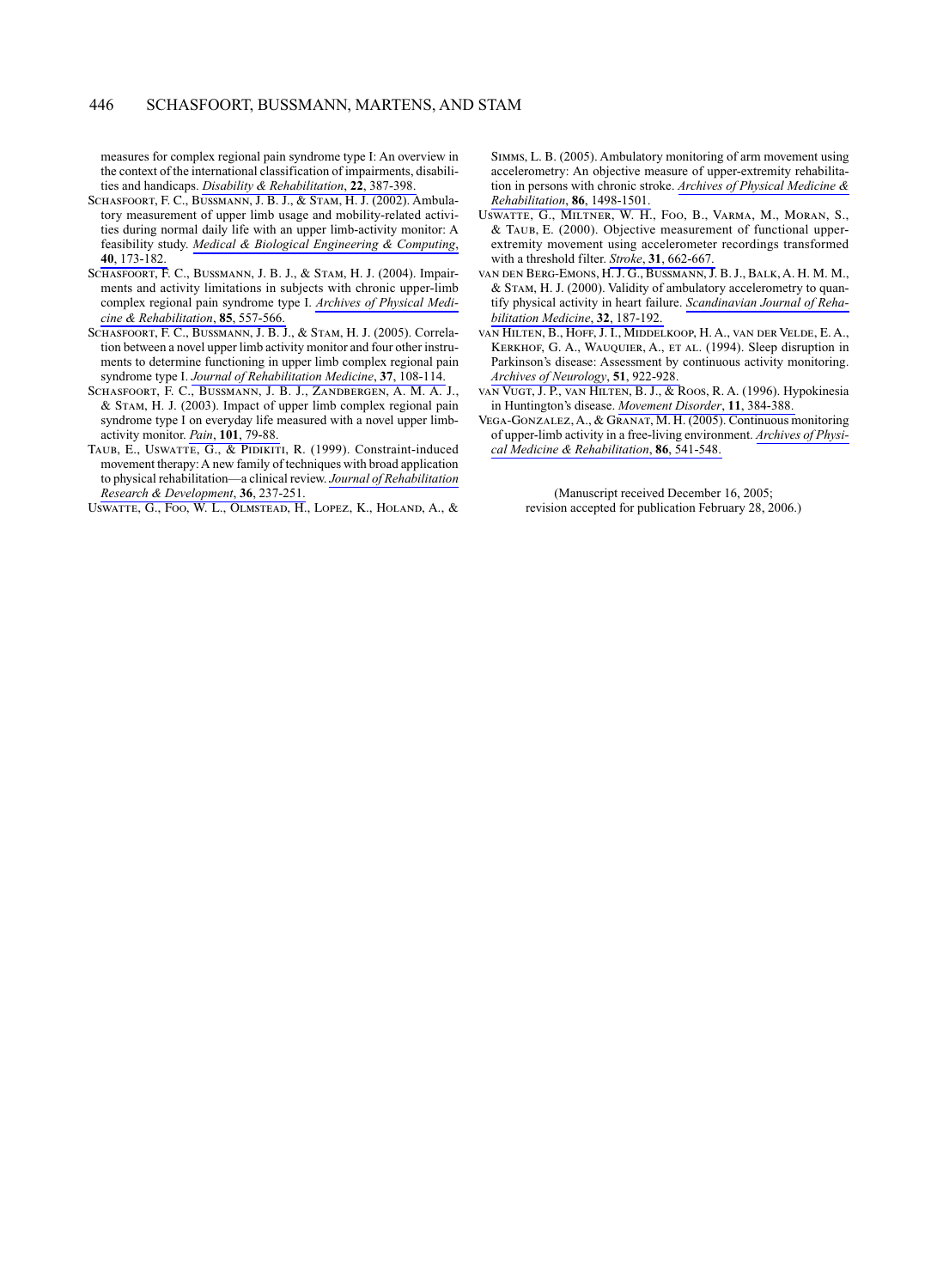measures for complex regional pain syndrome type I: An overview in the context of the international classification of impairments, disabilities and handicaps. *Disability & Rehabilitation*, **22**, 387-398.

Schasfoort, F. C., Bussmann, J. B. J., & Stam, H. J. (2002). Ambulatory measurement of upper limb usage and mobility-related activities during normal daily life with an upper limb-activity monitor: A feasibility study. *Medical & Biological Engineering & Computing*, **40**, 173-182.

Schasfoort, F. C., Bussmann, J. B. J., & Stam, H. J. (2004). Impairments and activity limitations in subjects with chronic upper-limb complex regional pain syndrome type I. *Archives of Physical Medicine & Rehabilitation*, **85**, 557-566.

Schasfoort, F. C., Bussmann, J. B. J., & Stam, H. J. (2005). Correlation between a novel upper limb activity monitor and four other instruments to determine functioning in upper limb complex regional pain syndrome type I. *Journal of Rehabilitation Medicine*, **37**, 108-114.

Schasfoort, F. C., Bussmann, J. B. J., Zandbergen, A. M. A. J., & Stam, H. J. (2003). Impact of upper limb complex regional pain syndrome type I on everyday life measured with a novel upper limb-activity monitor. *Pain*, **101**, 79-88.

Taub, E., Uswatte, G., & Pidikiti, R. (1999). Constraint-induced movement therapy: A new family of techniques with broad application to physical rehabilitation—a clinical review. *Journal of Rehabilitation Research & Development*, **36**, 237-251.

Uswatte, G., Foo, W. L., Olmstead, H., Lopez, K., Holand, A., & Simms, L. B. (2005). Ambulatory monitoring of arm movement using accelerometry: An objective measure of upper-extremity rehabilitation in persons with chronic stroke. *Archives of Physical Medicine & Rehabilitation*, **86**, 1498-1501.

Uswatte, G., Miltner, W. H., Foo, B., Varma, M., Moran, S., & Taub, E. (2000). Objective measurement of functional upper-extremity movement using accelerometer recordings transformed with a threshold filter. *Stroke*, **31**, 662-667.

van den Berg-Emons, H. J. G., Bussmann, J. B. J., Balk, A. H. M. M., & Stam, H. J. (2000). Validity of ambulatory accelerometry to quantify physical activity in heart failure. *Scandinavian Journal of Rehabilitation Medicine*, **32**, 187-192.

van Hilten, B., Hoff, J. I., Middelkoop, H. A., van der Velde, E. A., Kerkhof, G. A., Wauquier, A., et al. (1994). Sleep disruption in Parkinson's disease: Assessment by continuous activity monitoring. *Archives of Neurology*, **51**, 922-928.

van Vugt, J. P., van Hilten, B. J., & Roos, R. A. (1996). Hypokinesia in Huntington's disease. *Movement Disorder*, **11**, 384-388.

Vega-Gonzalez, A., & Granat, M. H. (2005). Continuous monitoring of upper-limb activity in a free-living environment. *Archives of Physical Medicine & Rehabilitation*, **86**, 541-548.

(Manuscript received December 16, 2005;
revision accepted for publication February 28, 2006.)